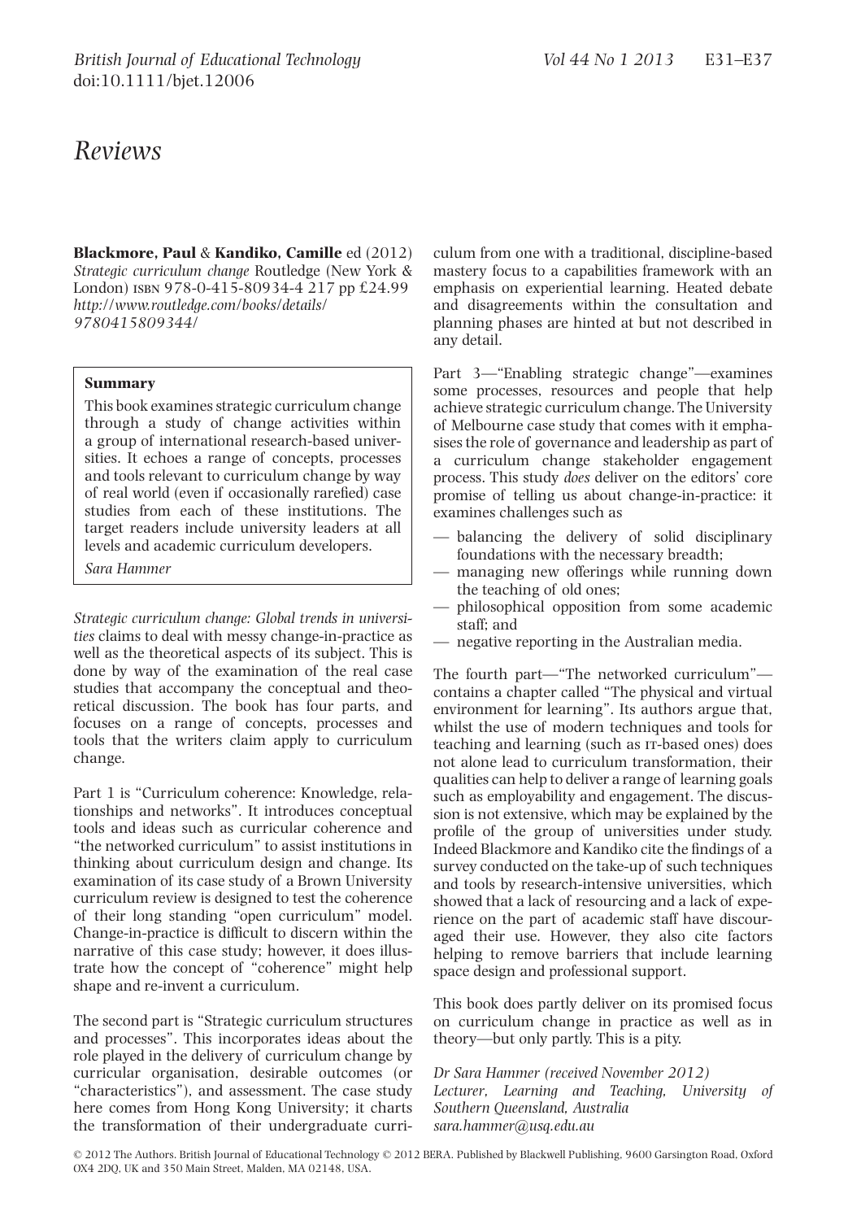# Reviews

**Blackmore, Paul** & **Kandiko, Camille** ed (2012) *Strategic curriculum change* Routledge (New York & London) ISBN 978-0-415-80934-4 217 pp £24.99 *http://www.routledge.com/books/details/9780415809344/*

**Summary**

This book examines strategic curriculum change through a study of change activities within a group of international research-based universities. It echoes a range of concepts, processes and tools relevant to curriculum change by way of real world (even if occasionally rarefied) case studies from each of these institutions. The target readers include university leaders at all levels and academic curriculum developers.

*Sara Hammer*

*Strategic curriculum change: Global trends in universities* claims to deal with messy change-in-practice as well as the theoretical aspects of its subject. This is done by way of the examination of the real case studies that accompany the conceptual and theoretical discussion. The book has four parts, and focuses on a range of concepts, processes and tools that the writers claim apply to curriculum change.

Part 1 is "Curriculum coherence: Knowledge, relationships and networks". It introduces conceptual tools and ideas such as curricular coherence and "the networked curriculum" to assist institutions in thinking about curriculum design and change. Its examination of its case study of a Brown University curriculum review is designed to test the coherence of their long standing "open curriculum" model. Change-in-practice is difficult to discern within the narrative of this case study; however, it does illustrate how the concept of "coherence" might help shape and re-invent a curriculum.

The second part is "Strategic curriculum structures and processes". This incorporates ideas about the role played in the delivery of curriculum change by curricular organisation, desirable outcomes (or "characteristics"), and assessment. The case study here comes from Hong Kong University; it charts the transformation of their undergraduate curriculum from one with a traditional, discipline-based mastery focus to a capabilities framework with an emphasis on experiential learning. Heated debate and disagreements within the consultation and planning phases are hinted at but not described in any detail.

Part 3—"Enabling strategic change"—examines some processes, resources and people that help achieve strategic curriculum change. The University of Melbourne case study that comes with it emphasises the role of governance and leadership as part of a curriculum change stakeholder engagement process. This study *does* deliver on the editors' core promise of telling us about change-in-practice: it examines challenges such as

- balancing the delivery of solid disciplinary foundations with the necessary breadth;
- managing new offerings while running down the teaching of old ones;
- philosophical opposition from some academic staff; and
- negative reporting in the Australian media.

The fourth part—"The networked curriculum"—contains a chapter called "The physical and virtual environment for learning". Its authors argue that, whilst the use of modern techniques and tools for teaching and learning (such as IT-based ones) does not alone lead to curriculum transformation, their qualities can help to deliver a range of learning goals such as employability and engagement. The discussion is not extensive, which may be explained by the profile of the group of universities under study. Indeed Blackmore and Kandiko cite the findings of a survey conducted on the take-up of such techniques and tools by research-intensive universities, which showed that a lack of resourcing and a lack of experience on the part of academic staff have discouraged their use. However, they also cite factors helping to remove barriers that include learning space design and professional support.

This book does partly deliver on its promised focus on curriculum change in practice as well as in theory—but only partly. This is a pity.

*Dr Sara Hammer (received November 2012)*
*Lecturer, Learning and Teaching, University of Southern Queensland, Australia*
*sara.hammer@usq.edu.au*

© 2012 The Authors. British Journal of Educational Technology © 2012 BERA. Published by Blackwell Publishing, 9600 Garsington Road, Oxford OX4 2DQ, UK and 350 Main Street, Malden, MA 02148, USA.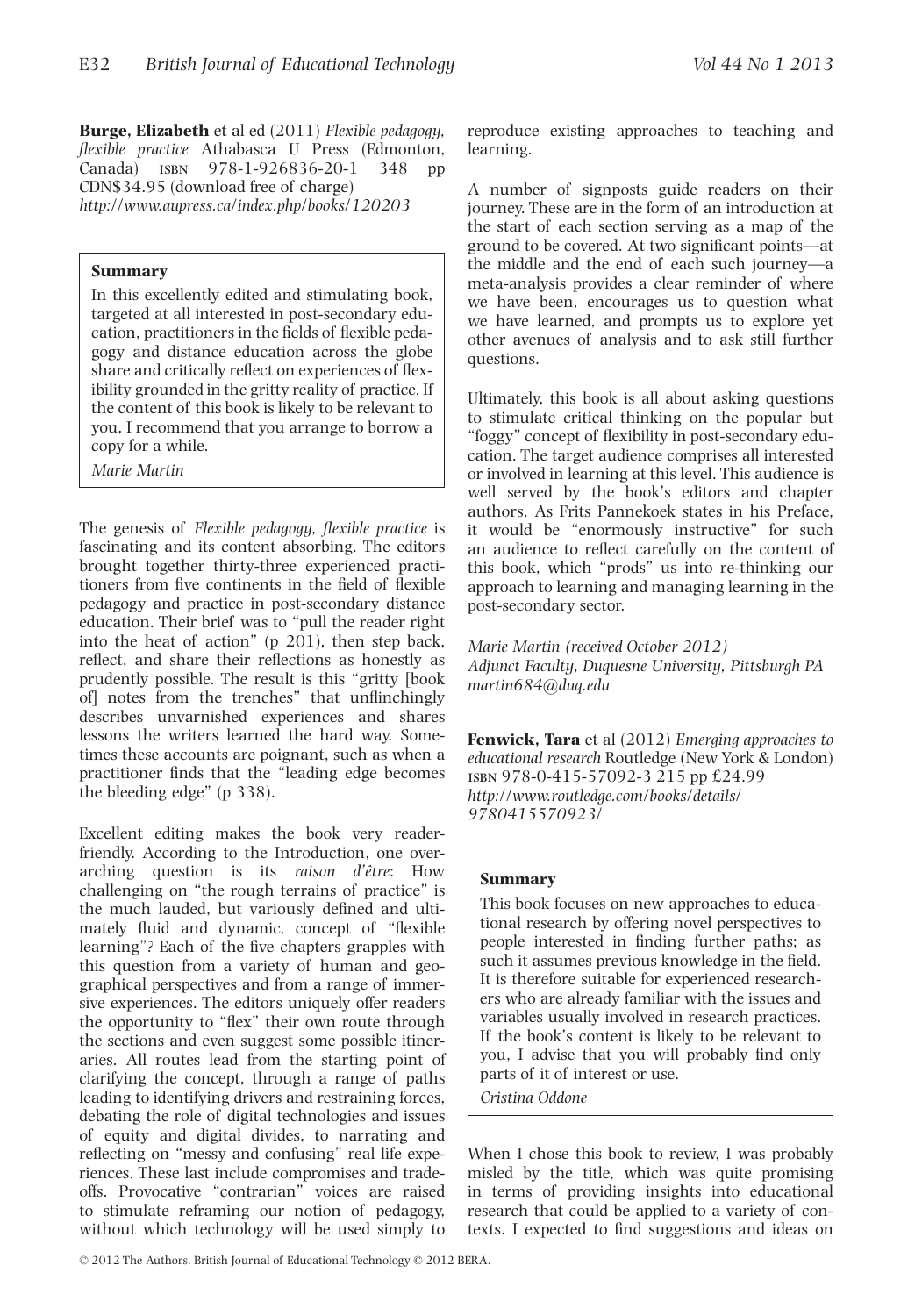**Burge, Elizabeth** et al ed (2011) *Flexible pedagogy, flexible practice* Athabasca U Press (Edmonton, Canada) ISBN 978-1-926836-20-1 348 pp CDN$34.95 (download free of charge)
*http://www.aupress.ca/index.php/books/120203*

**Summary**

In this excellently edited and stimulating book, targeted at all interested in post-secondary education, practitioners in the fields of flexible pedagogy and distance education across the globe share and critically reflect on experiences of flexibility grounded in the gritty reality of practice. If the content of this book is likely to be relevant to you, I recommend that you arrange to borrow a copy for a while.

*Marie Martin*

The genesis of *Flexible pedagogy, flexible practice* is fascinating and its content absorbing. The editors brought together thirty-three experienced practitioners from five continents in the field of flexible pedagogy and practice in post-secondary distance education. Their brief was to "pull the reader right into the heat of action" (p 201), then step back, reflect, and share their reflections as honestly as prudently possible. The result is this "gritty [book of] notes from the trenches" that unflinchingly describes unvarnished experiences and shares lessons the writers learned the hard way. Sometimes these accounts are poignant, such as when a practitioner finds that the "leading edge becomes the bleeding edge" (p 338).

Excellent editing makes the book very reader-friendly. According to the Introduction, one overarching question is its *raison d'être*: How challenging on "the rough terrains of practice" is the much lauded, but variously defined and ultimately fluid and dynamic, concept of "flexible learning"? Each of the five chapters grapples with this question from a variety of human and geographical perspectives and from a range of immersive experiences. The editors uniquely offer readers the opportunity to "flex" their own route through the sections and even suggest some possible itineraries. All routes lead from the starting point of clarifying the concept, through a range of paths leading to identifying drivers and restraining forces, debating the role of digital technologies and issues of equity and digital divides, to narrating and reflecting on "messy and confusing" real life experiences. These last include compromises and trade-offs. Provocative "contrarian" voices are raised to stimulate reframing our notion of pedagogy, without which technology will be used simply to reproduce existing approaches to teaching and learning.

A number of signposts guide readers on their journey. These are in the form of an introduction at the start of each section serving as a map of the ground to be covered. At two significant points—at the middle and the end of each such journey—a meta-analysis provides a clear reminder of where we have been, encourages us to question what we have learned, and prompts us to explore yet other avenues of analysis and to ask still further questions.

Ultimately, this book is all about asking questions to stimulate critical thinking on the popular but "foggy" concept of flexibility in post-secondary education. The target audience comprises all interested or involved in learning at this level. This audience is well served by the book's editors and chapter authors. As Frits Pannekoek states in his Preface, it would be "enormously instructive" for such an audience to reflect carefully on the content of this book, which "prods" us into re-thinking our approach to learning and managing learning in the post-secondary sector.

*Marie Martin (received October 2012)*
*Adjunct Faculty, Duquesne University, Pittsburgh PA*
*martin684@duq.edu*

**Fenwick, Tara** et al (2012) *Emerging approaches to educational research* Routledge (New York & London) ISBN 978-0-415-57092-3 215 pp £24.99
*http://www.routledge.com/books/details/9780415570923/*

**Summary**

This book focuses on new approaches to educational research by offering novel perspectives to people interested in finding further paths; as such it assumes previous knowledge in the field. It is therefore suitable for experienced researchers who are already familiar with the issues and variables usually involved in research practices. If the book's content is likely to be relevant to you, I advise that you will probably find only parts of it of interest or use.

*Cristina Oddone*

When I chose this book to review, I was probably misled by the title, which was quite promising in terms of providing insights into educational research that could be applied to a variety of contexts. I expected to find suggestions and ideas on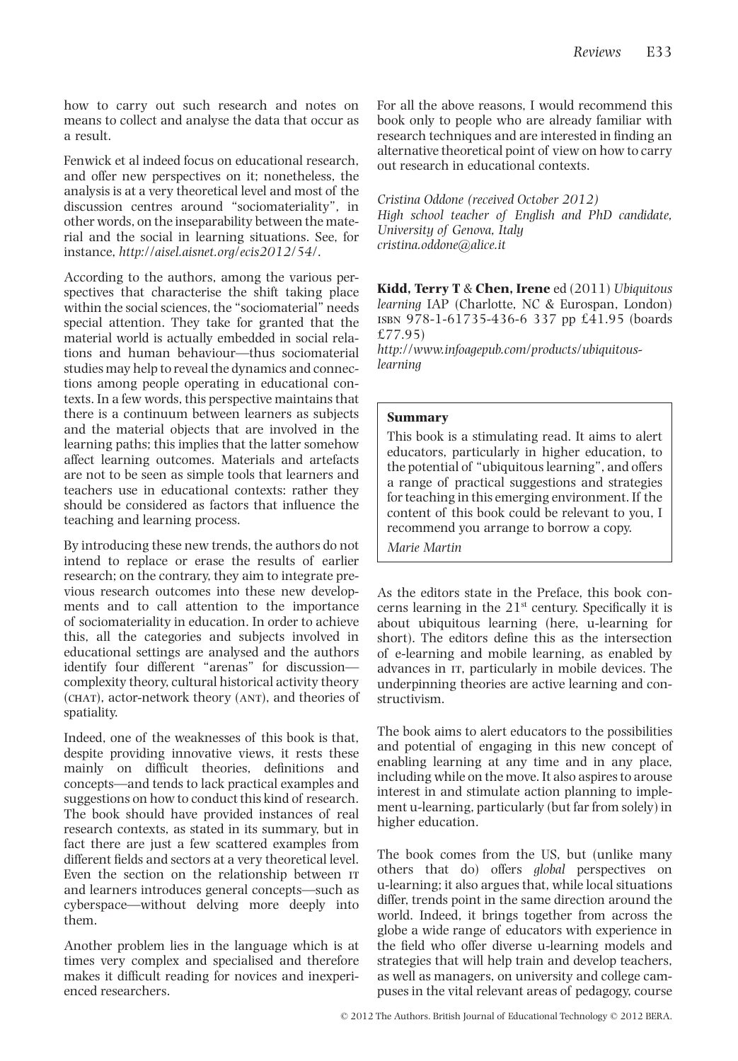how to carry out such research and notes on means to collect and analyse the data that occur as a result.

Fenwick et al indeed focus on educational research, and offer new perspectives on it; nonetheless, the analysis is at a very theoretical level and most of the discussion centres around "sociomateriality", in other words, on the inseparability between the material and the social in learning situations. See, for instance, *http://aisel.aisnet.org/ecis2012/54/*.

According to the authors, among the various perspectives that characterise the shift taking place within the social sciences, the "sociomaterial" needs special attention. They take for granted that the material world is actually embedded in social relations and human behaviour—thus sociomaterial studies may help to reveal the dynamics and connections among people operating in educational contexts. In a few words, this perspective maintains that there is a continuum between learners as subjects and the material objects that are involved in the learning paths; this implies that the latter somehow affect learning outcomes. Materials and artefacts are not to be seen as simple tools that learners and teachers use in educational contexts: rather they should be considered as factors that influence the teaching and learning process.

By introducing these new trends, the authors do not intend to replace or erase the results of earlier research; on the contrary, they aim to integrate previous research outcomes into these new developments and to call attention to the importance of sociomateriality in education. In order to achieve this, all the categories and subjects involved in educational settings are analysed and the authors identify four different "arenas" for discussion—complexity theory, cultural historical activity theory (CHAT), actor-network theory (ANT), and theories of spatiality.

Indeed, one of the weaknesses of this book is that, despite providing innovative views, it rests these mainly on difficult theories, definitions and concepts—and tends to lack practical examples and suggestions on how to conduct this kind of research. The book should have provided instances of real research contexts, as stated in its summary, but in fact there are just a few scattered examples from different fields and sectors at a very theoretical level. Even the section on the relationship between IT and learners introduces general concepts—such as cyberspace—without delving more deeply into them.

Another problem lies in the language which is at times very complex and specialised and therefore makes it difficult reading for novices and inexperienced researchers.

For all the above reasons, I would recommend this book only to people who are already familiar with research techniques and are interested in finding an alternative theoretical point of view on how to carry out research in educational contexts.

*Cristina Oddone (received October 2012)*
*High school teacher of English and PhD candidate, University of Genova, Italy*
*cristina.oddone@alice.it*

**Kidd, Terry T** & **Chen, Irene** ed (2011) *Ubiquitous learning* IAP (Charlotte, NC & Eurospan, London) ISBN 978-1-61735-436-6 337 pp £41.95 (boards £77.95)
*http://www.infoagepub.com/products/ubiquitous-learning*

**Summary**

This book is a stimulating read. It aims to alert educators, particularly in higher education, to the potential of "ubiquitous learning", and offers a range of practical suggestions and strategies for teaching in this emerging environment. If the content of this book could be relevant to you, I recommend you arrange to borrow a copy.

*Marie Martin*

As the editors state in the Preface, this book concerns learning in the 21st century. Specifically it is about ubiquitous learning (here, u-learning for short). The editors define this as the intersection of e-learning and mobile learning, as enabled by advances in IT, particularly in mobile devices. The underpinning theories are active learning and constructivism.

The book aims to alert educators to the possibilities and potential of engaging in this new concept of enabling learning at any time and in any place, including while on the move. It also aspires to arouse interest in and stimulate action planning to implement u-learning, particularly (but far from solely) in higher education.

The book comes from the US, but (unlike many others that do) offers *global* perspectives on u-learning; it also argues that, while local situations differ, trends point in the same direction around the world. Indeed, it brings together from across the globe a wide range of educators with experience in the field who offer diverse u-learning models and strategies that will help train and develop teachers, as well as managers, on university and college campuses in the vital relevant areas of pedagogy, course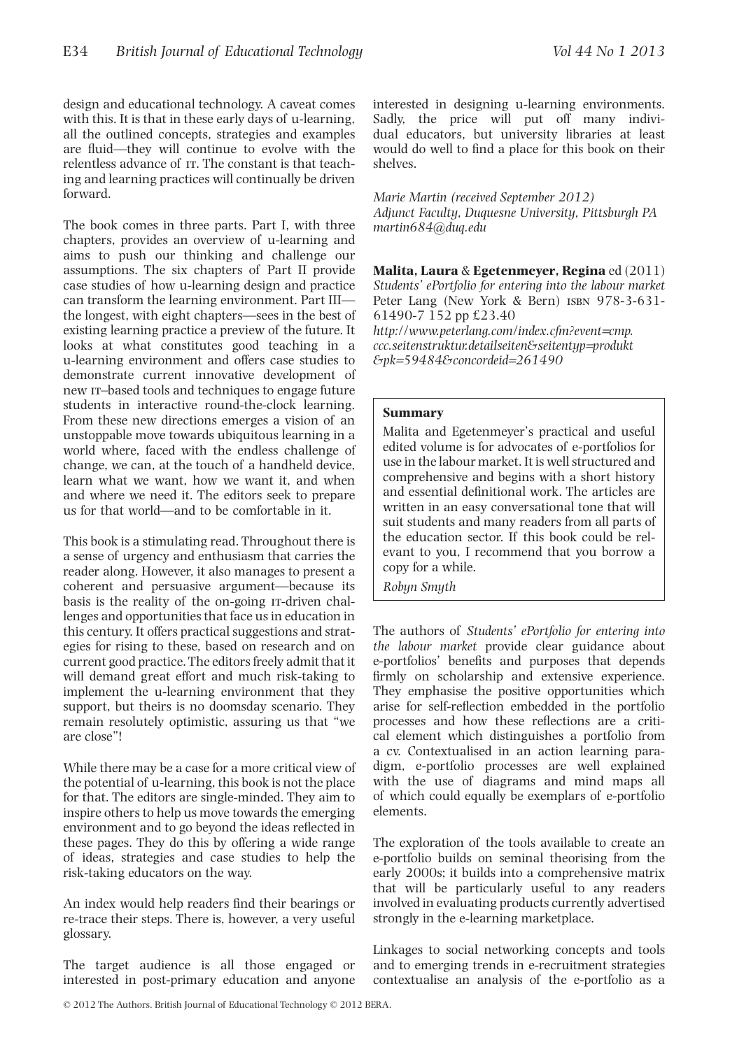design and educational technology. A caveat comes with this. It is that in these early days of u-learning, all the outlined concepts, strategies and examples are fluid—they will continue to evolve with the relentless advance of IT. The constant is that teaching and learning practices will continually be driven forward.

The book comes in three parts. Part I, with three chapters, provides an overview of u-learning and aims to push our thinking and challenge our assumptions. The six chapters of Part II provide case studies of how u-learning design and practice can transform the learning environment. Part III—the longest, with eight chapters—sees in the best of existing learning practice a preview of the future. It looks at what constitutes good teaching in a u-learning environment and offers case studies to demonstrate current innovative development of new IT–based tools and techniques to engage future students in interactive round-the-clock learning. From these new directions emerges a vision of an unstoppable move towards ubiquitous learning in a world where, faced with the endless challenge of change, we can, at the touch of a handheld device, learn what we want, how we want it, and when and where we need it. The editors seek to prepare us for that world—and to be comfortable in it.

This book is a stimulating read. Throughout there is a sense of urgency and enthusiasm that carries the reader along. However, it also manages to present a coherent and persuasive argument—because its basis is the reality of the on-going IT-driven challenges and opportunities that face us in education in this century. It offers practical suggestions and strategies for rising to these, based on research and on current good practice. The editors freely admit that it will demand great effort and much risk-taking to implement the u-learning environment that they support, but theirs is no doomsday scenario. They remain resolutely optimistic, assuring us that "we are close"!

While there may be a case for a more critical view of the potential of u-learning, this book is not the place for that. The editors are single-minded. They aim to inspire others to help us move towards the emerging environment and to go beyond the ideas reflected in these pages. They do this by offering a wide range of ideas, strategies and case studies to help the risk-taking educators on the way.

An index would help readers find their bearings or re-trace their steps. There is, however, a very useful glossary.

The target audience is all those engaged or interested in post-primary education and anyone interested in designing u-learning environments. Sadly, the price will put off many individual educators, but university libraries at least would do well to find a place for this book on their shelves.

*Marie Martin (received September 2012)*
*Adjunct Faculty, Duquesne University, Pittsburgh PA*
*martin684@duq.edu*

**Malita, Laura** & **Egetenmeyer, Regina** ed (2011)
*Students' ePortfolio for entering into the labour market*
Peter Lang (New York & Bern) ISBN 978-3-631-61490-7 152 pp £23.40
*http://www.peterlang.com/index.cfm?event=cmp.ccc.seitenstruktur.detailseiten&seitentyp=produkt&pk=59484&concordeid=261490*

**Summary**

Malita and Egetenmeyer's practical and useful edited volume is for advocates of e-portfolios for use in the labour market. It is well structured and comprehensive and begins with a short history and essential definitional work. The articles are written in an easy conversational tone that will suit students and many readers from all parts of the education sector. If this book could be relevant to you, I recommend that you borrow a copy for a while.

*Robyn Smyth*

The authors of *Students' ePortfolio for entering into the labour market* provide clear guidance about e-portfolios' benefits and purposes that depends firmly on scholarship and extensive experience. They emphasise the positive opportunities which arise for self-reflection embedded in the portfolio processes and how these reflections are a critical element which distinguishes a portfolio from a CV. Contextualised in an action learning paradigm, e-portfolio processes are well explained with the use of diagrams and mind maps all of which could equally be exemplars of e-portfolio elements.

The exploration of the tools available to create an e-portfolio builds on seminal theorising from the early 2000s; it builds into a comprehensive matrix that will be particularly useful to any readers involved in evaluating products currently advertised strongly in the e-learning marketplace.

Linkages to social networking concepts and tools and to emerging trends in e-recruitment strategies contextualise an analysis of the e-portfolio as a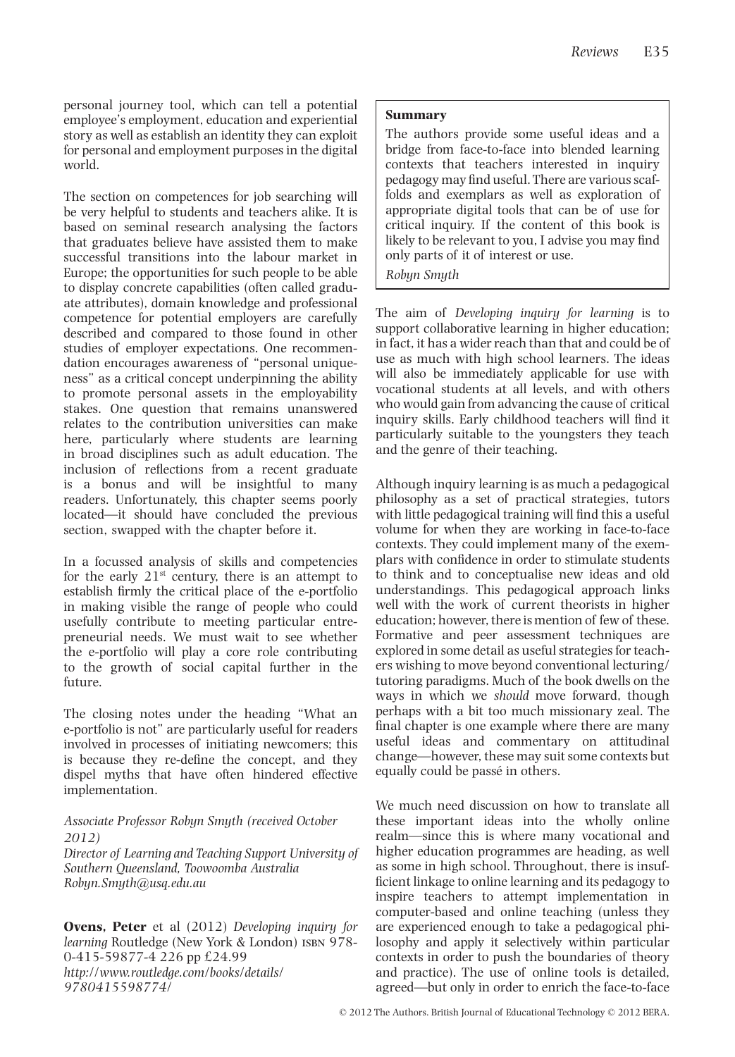personal journey tool, which can tell a potential employee's employment, education and experiential story as well as establish an identity they can exploit for personal and employment purposes in the digital world.

The section on competences for job searching will be very helpful to students and teachers alike. It is based on seminal research analysing the factors that graduates believe have assisted them to make successful transitions into the labour market in Europe; the opportunities for such people to be able to display concrete capabilities (often called graduate attributes), domain knowledge and professional competence for potential employers are carefully described and compared to those found in other studies of employer expectations. One recommendation encourages awareness of "personal uniqueness" as a critical concept underpinning the ability to promote personal assets in the employability stakes. One question that remains unanswered relates to the contribution universities can make here, particularly where students are learning in broad disciplines such as adult education. The inclusion of reflections from a recent graduate is a bonus and will be insightful to many readers. Unfortunately, this chapter seems poorly located—it should have concluded the previous section, swapped with the chapter before it.

In a focussed analysis of skills and competencies for the early 21st century, there is an attempt to establish firmly the critical place of the e-portfolio in making visible the range of people who could usefully contribute to meeting particular entrepreneurial needs. We must wait to see whether the e-portfolio will play a core role contributing to the growth of social capital further in the future.

The closing notes under the heading "What an e-portfolio is not" are particularly useful for readers involved in processes of initiating newcomers; this is because they re-define the concept, and they dispel myths that have often hindered effective implementation.

*Associate Professor Robyn Smyth (received October 2012)*
*Director of Learning and Teaching Support University of Southern Queensland, Toowoomba Australia*
*Robyn.Smyth@usq.edu.au*

**Ovens, Peter** et al (2012) *Developing inquiry for learning* Routledge (New York & London) ISBN 978-0-415-59877-4 226 pp £24.99
*http://www.routledge.com/books/details/9780415598774/*

**Summary**

The authors provide some useful ideas and a bridge from face-to-face into blended learning contexts that teachers interested in inquiry pedagogy may find useful. There are various scaffolds and exemplars as well as exploration of appropriate digital tools that can be of use for critical inquiry. If the content of this book is likely to be relevant to you, I advise you may find only parts of it of interest or use.

*Robyn Smyth*

The aim of *Developing inquiry for learning* is to support collaborative learning in higher education; in fact, it has a wider reach than that and could be of use as much with high school learners. The ideas will also be immediately applicable for use with vocational students at all levels, and with others who would gain from advancing the cause of critical inquiry skills. Early childhood teachers will find it particularly suitable to the youngsters they teach and the genre of their teaching.

Although inquiry learning is as much a pedagogical philosophy as a set of practical strategies, tutors with little pedagogical training will find this a useful volume for when they are working in face-to-face contexts. They could implement many of the exemplars with confidence in order to stimulate students to think and to conceptualise new ideas and old understandings. This pedagogical approach links well with the work of current theorists in higher education; however, there is mention of few of these. Formative and peer assessment techniques are explored in some detail as useful strategies for teachers wishing to move beyond conventional lecturing/tutoring paradigms. Much of the book dwells on the ways in which we *should* move forward, though perhaps with a bit too much missionary zeal. The final chapter is one example where there are many useful ideas and commentary on attitudinal change—however, these may suit some contexts but equally could be passé in others.

We much need discussion on how to translate all these important ideas into the wholly online realm—since this is where many vocational and higher education programmes are heading, as well as some in high school. Throughout, there is insufficient linkage to online learning and its pedagogy to inspire teachers to attempt implementation in computer-based and online teaching (unless they are experienced enough to take a pedagogical philosophy and apply it selectively within particular contexts in order to push the boundaries of theory and practice). The use of online tools is detailed, agreed—but only in order to enrich the face-to-face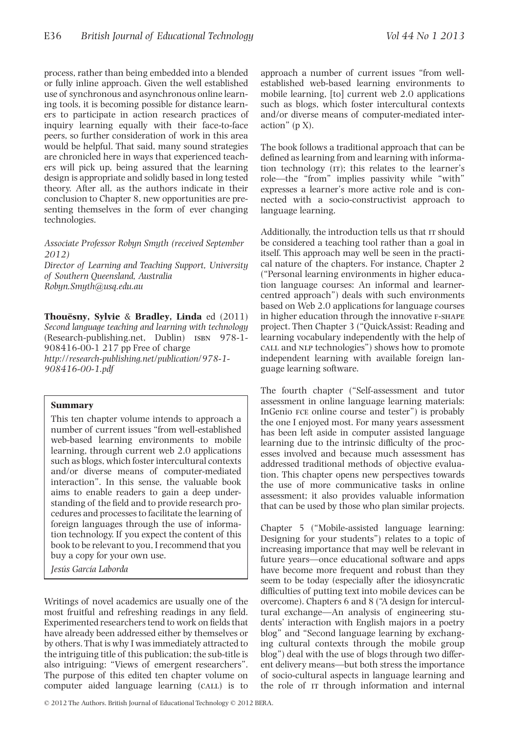process, rather than being embedded into a blended or fully inline approach. Given the well established use of synchronous and asynchronous online learning tools, it is becoming possible for distance learners to participate in action research practices of inquiry learning equally with their face-to-face peers, so further consideration of work in this area would be helpful. That said, many sound strategies are chronicled here in ways that experienced teachers will pick up, being assured that the learning design is appropriate and solidly based in long tested theory. After all, as the authors indicate in their conclusion to Chapter 8, new opportunities are presenting themselves in the form of ever changing technologies.

*Associate Professor Robyn Smyth (received September 2012)*
*Director of Learning and Teaching Support, University of Southern Queensland, Australia*
*Robyn.Smyth@usq.edu.au*

**Thouësny, Sylvie** & **Bradley, Linda** ed (2011) *Second language teaching and learning with technology* (Research-publishing.net, Dublin) ISBN 978-1-908416-00-1 217 pp Free of charge *http://research-publishing.net/publication/978-1-908416-00-1.pdf*

**Summary**

This ten chapter volume intends to approach a number of current issues "from well-established web-based learning environments to mobile learning, through current web 2.0 applications such as blogs, which foster intercultural contexts and/or diverse means of computer-mediated interaction". In this sense, the valuable book aims to enable readers to gain a deep understanding of the field and to provide research procedures and processes to facilitate the learning of foreign languages through the use of information technology. If you expect the content of this book to be relevant to you, I recommend that you buy a copy for your own use.

*Jesús García Laborda*

Writings of novel academics are usually one of the most fruitful and refreshing readings in any field. Experimented researchers tend to work on fields that have already been addressed either by themselves or by others. That is why I was immediately attracted to the intriguing title of this publication; the sub-title is also intriguing: "Views of emergent researchers". The purpose of this edited ten chapter volume on computer aided language learning (CALL) is to approach a number of current issues "from well-established web-based learning environments to mobile learning, [to] current web 2.0 applications such as blogs, which foster intercultural contexts and/or diverse means of computer-mediated interaction" (p X).

The book follows a traditional approach that can be defined as learning from and learning with information technology (IT); this relates to the learner's role—the "from" implies passivity while "with" expresses a learner's more active role and is connected with a socio-constructivist approach to language learning.

Additionally, the introduction tells us that IT should be considered a teaching tool rather than a goal in itself. This approach may well be seen in the practical nature of the chapters. For instance, Chapter 2 ("Personal learning environments in higher education language courses: An informal and learner-centred approach") deals with such environments based on Web 2.0 applications for language courses in higher education through the innovative F-SHAPE project. Then Chapter 3 ("QuickAssist: Reading and learning vocabulary independently with the help of CALL and NLP technologies") shows how to promote independent learning with available foreign language learning software.

The fourth chapter ("Self-assessment and tutor assessment in online language learning materials: InGenio FCE online course and tester") is probably the one I enjoyed most. For many years assessment has been left aside in computer assisted language learning due to the intrinsic difficulty of the processes involved and because much assessment has addressed traditional methods of objective evaluation. This chapter opens new perspectives towards the use of more communicative tasks in online assessment; it also provides valuable information that can be used by those who plan similar projects.

Chapter 5 ("Mobile-assisted language learning: Designing for your students") relates to a topic of increasing importance that may well be relevant in future years—once educational software and apps have become more frequent and robust than they seem to be today (especially after the idiosyncratic difficulties of putting text into mobile devices can be overcome). Chapters 6 and 8 ("A design for intercultural exchange—An analysis of engineering students' interaction with English majors in a poetry blog" and "Second language learning by exchanging cultural contexts through the mobile group blog") deal with the use of blogs through two different delivery means—but both stress the importance of socio-cultural aspects in language learning and the role of IT through information and internal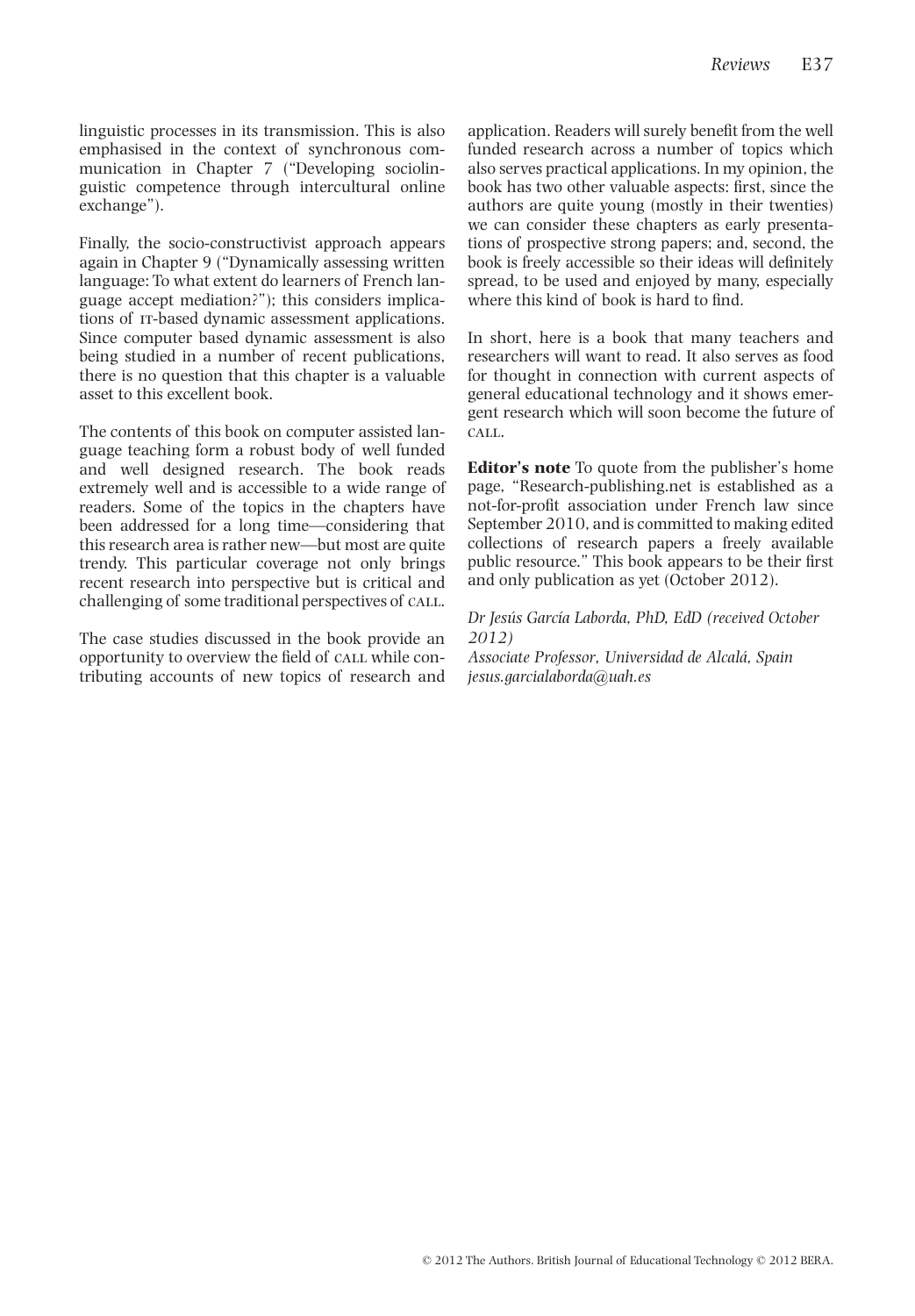linguistic processes in its transmission. This is also emphasised in the context of synchronous communication in Chapter 7 ("Developing sociolinguistic competence through intercultural online exchange").

Finally, the socio-constructivist approach appears again in Chapter 9 ("Dynamically assessing written language: To what extent do learners of French language accept mediation?"); this considers implications of IT-based dynamic assessment applications. Since computer based dynamic assessment is also being studied in a number of recent publications, there is no question that this chapter is a valuable asset to this excellent book.

The contents of this book on computer assisted language teaching form a robust body of well funded and well designed research. The book reads extremely well and is accessible to a wide range of readers. Some of the topics in the chapters have been addressed for a long time—considering that this research area is rather new—but most are quite trendy. This particular coverage not only brings recent research into perspective but is critical and challenging of some traditional perspectives of CALL.

The case studies discussed in the book provide an opportunity to overview the field of CALL while contributing accounts of new topics of research and application. Readers will surely benefit from the well funded research across a number of topics which also serves practical applications. In my opinion, the book has two other valuable aspects: first, since the authors are quite young (mostly in their twenties) we can consider these chapters as early presentations of prospective strong papers; and, second, the book is freely accessible so their ideas will definitely spread, to be used and enjoyed by many, especially where this kind of book is hard to find.

In short, here is a book that many teachers and researchers will want to read. It also serves as food for thought in connection with current aspects of general educational technology and it shows emergent research which will soon become the future of CALL.

**Editor's note** To quote from the publisher's home page, "Research-publishing.net is established as a not-for-profit association under French law since September 2010, and is committed to making edited collections of research papers a freely available public resource." This book appears to be their first and only publication as yet (October 2012).

*Dr Jesús García Laborda, PhD, EdD (received October 2012)*
*Associate Professor, Universidad de Alcalá, Spain*
*jesus.garcialaborda@uah.es*